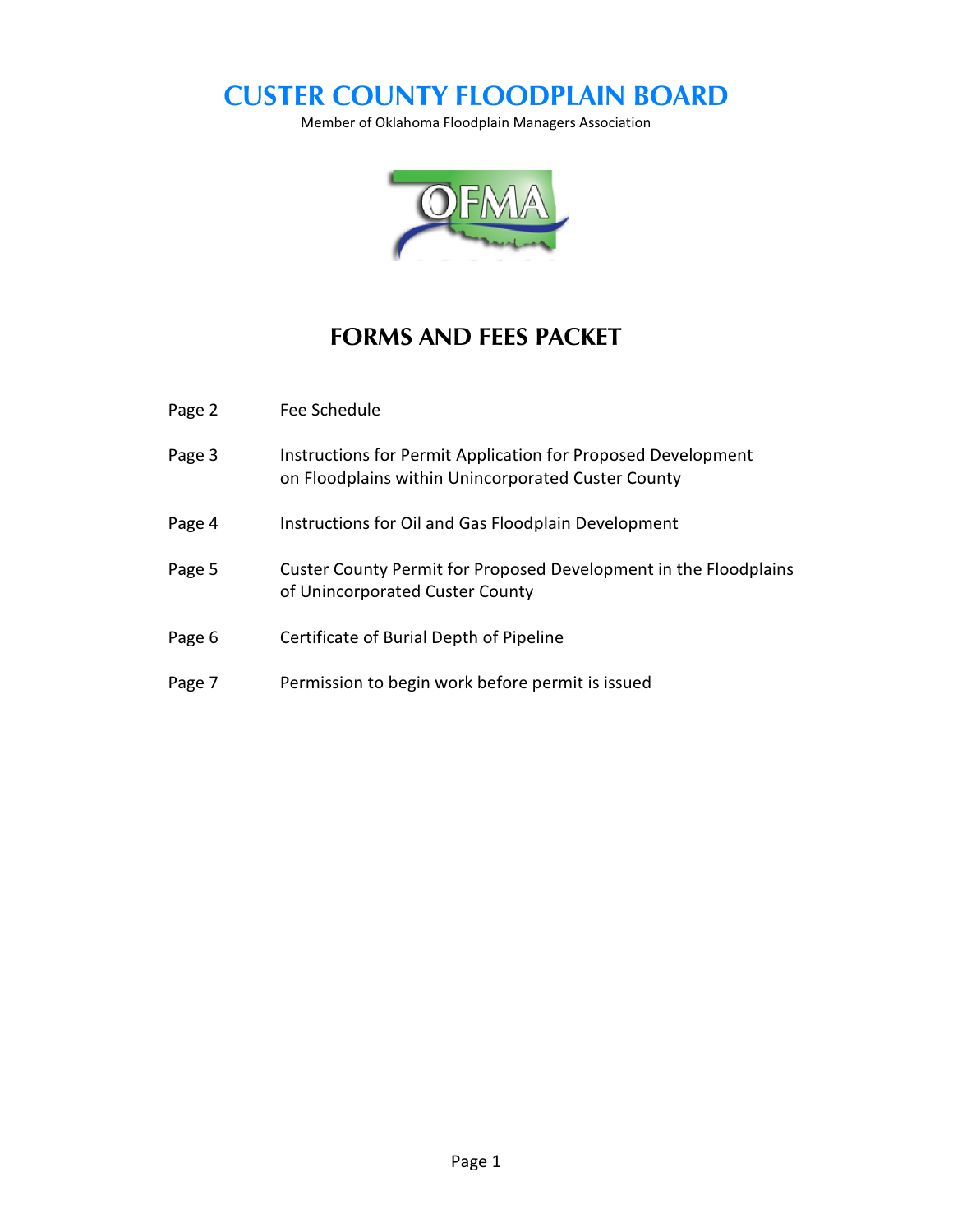# CUSTER COUNTY FLOODPLAIN BOARD

Member of Oklahoma Floodplain Managers Association

## FORMS AND FEES PACKET

| | |
|---|---|
| Page 2 | Fee Schedule |
| Page 3 | Instructions for Permit Application for Proposed Development on Floodplains within Unincorporated Custer County |
| Page 4 | Instructions for Oil and Gas Floodplain Development |
| Page 5 | Custer County Permit for Proposed Development in the Floodplains of Unincorporated Custer County |
| Page 6 | Certificate of Burial Depth of Pipeline |
| Page 7 | Permission to begin work before permit is issued |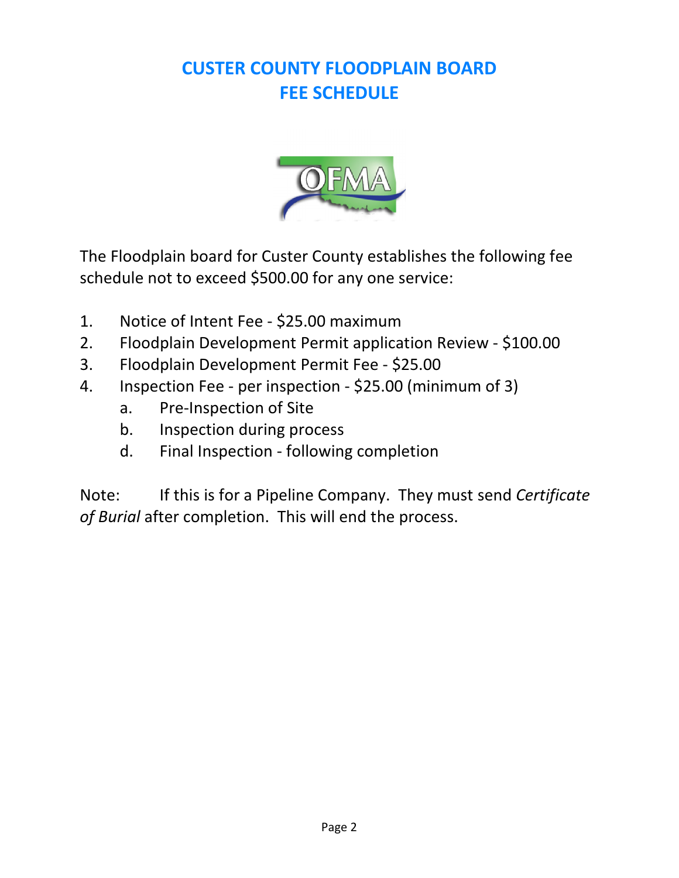# CUSTER COUNTY FLOODPLAIN BOARD
# FEE SCHEDULE

The Floodplain board for Custer County establishes the following fee schedule not to exceed $500.00 for any one service:

1. Notice of Intent Fee - $25.00 maximum
2. Floodplain Development Permit application Review - $100.00
3. Floodplain Development Permit Fee - $25.00
4. Inspection Fee - per inspection - $25.00 (minimum of 3)
   a. Pre-Inspection of Site
   b. Inspection during process
   d. Final Inspection - following completion

Note: If this is for a Pipeline Company. They must send *Certificate of Burial* after completion. This will end the process.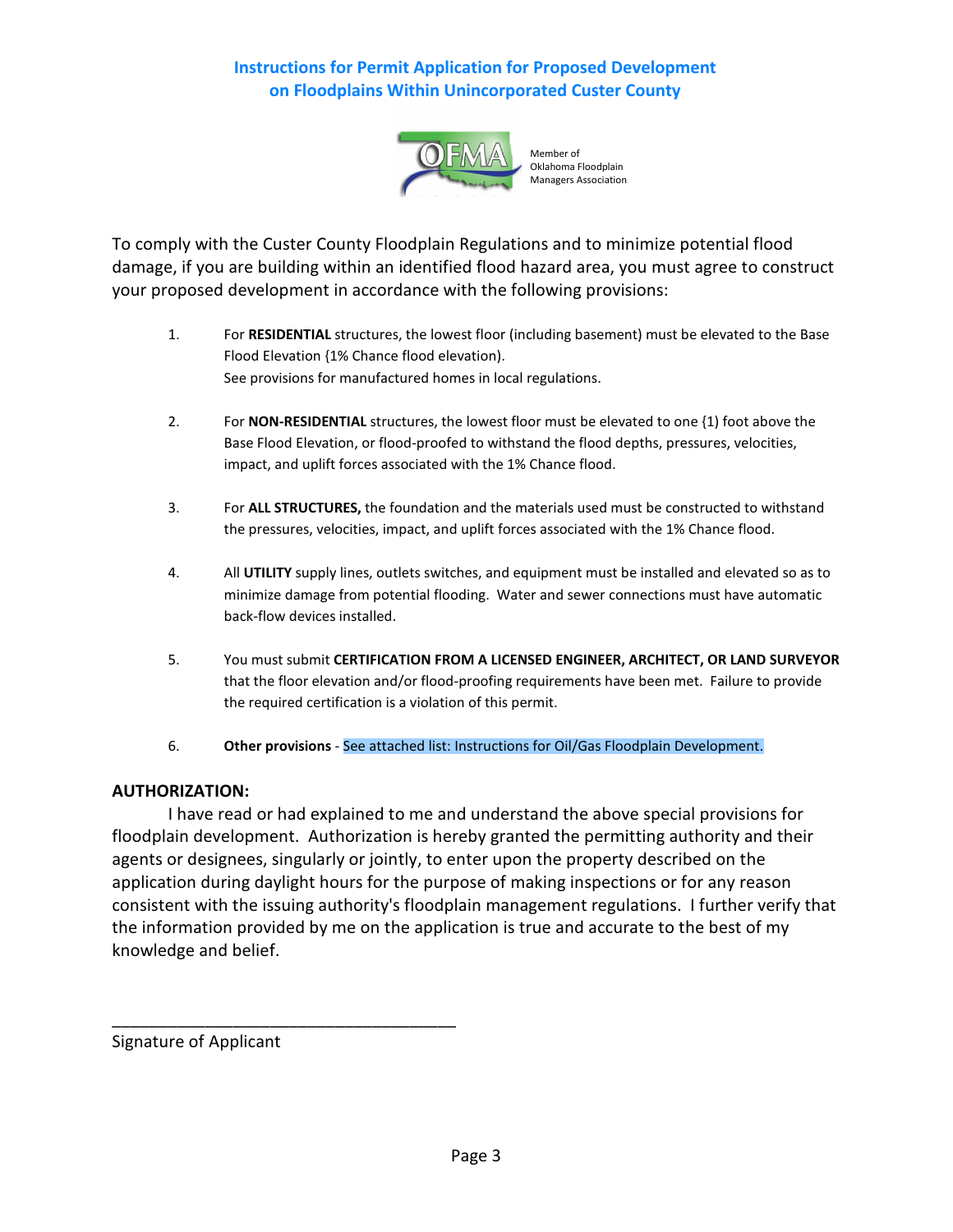# Instructions for Permit Application for Proposed Development on Floodplains Within Unincorporated Custer County

Member of Oklahoma Floodplain Managers Association

To comply with the Custer County Floodplain Regulations and to minimize potential flood damage, if you are building within an identified flood hazard area, you must agree to construct your proposed development in accordance with the following provisions:

1. For **RESIDENTIAL** structures, the lowest floor (including basement) must be elevated to the Base Flood Elevation {1% Chance flood elevation).
   See provisions for manufactured homes in local regulations.

2. For **NON-RESIDENTIAL** structures, the lowest floor must be elevated to one {1) foot above the Base Flood Elevation, or flood-proofed to withstand the flood depths, pressures, velocities, impact, and uplift forces associated with the 1% Chance flood.

3. For **ALL STRUCTURES,** the foundation and the materials used must be constructed to withstand the pressures, velocities, impact, and uplift forces associated with the 1% Chance flood.

4. All **UTILITY** supply lines, outlets switches, and equipment must be installed and elevated so as to minimize damage from potential flooding. Water and sewer connections must have automatic back-flow devices installed.

5. You must submit **CERTIFICATION FROM A LICENSED ENGINEER, ARCHITECT, OR LAND SURVEYOR** that the floor elevation and/or flood-proofing requirements have been met. Failure to provide the required certification is a violation of this permit.

6. **Other provisions** - See attached list: Instructions for Oil/Gas Floodplain Development.

**AUTHORIZATION:**

I have read or had explained to me and understand the above special provisions for floodplain development. Authorization is hereby granted the permitting authority and their agents or designees, singularly or jointly, to enter upon the property described on the application during daylight hours for the purpose of making inspections or for any reason consistent with the issuing authority's floodplain management regulations. I further verify that the information provided by me on the application is true and accurate to the best of my knowledge and belief.

\_\_\_\_\_\_\_\_\_\_\_\_\_\_\_\_\_\_\_\_\_\_\_\_\_\_\_\_\_\_\_\_\_\_\_\_\_\_

Signature of Applicant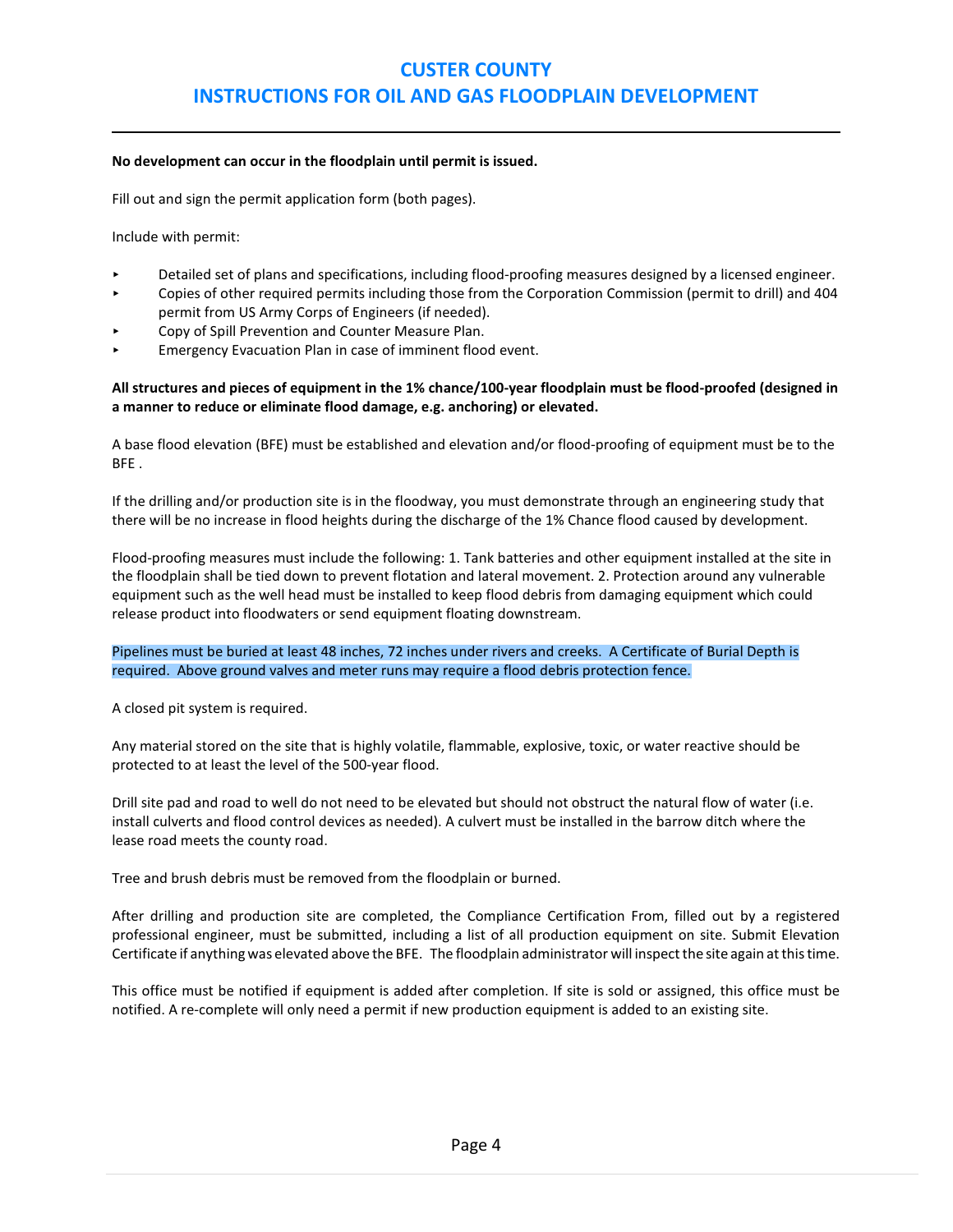# CUSTER COUNTY
# INSTRUCTIONS FOR OIL AND GAS FLOODPLAIN DEVELOPMENT

**No development can occur in the floodplain until permit is issued.**

Fill out and sign the permit application form (both pages).

Include with permit:

- Detailed set of plans and specifications, including flood-proofing measures designed by a licensed engineer.
- Copies of other required permits including those from the Corporation Commission (permit to drill) and 404 permit from US Army Corps of Engineers (if needed).
- Copy of Spill Prevention and Counter Measure Plan.
- Emergency Evacuation Plan in case of imminent flood event.

**All structures and pieces of equipment in the 1% chance/100-year floodplain must be flood-proofed (designed in a manner to reduce or eliminate flood damage, e.g. anchoring) or elevated.**

A base flood elevation (BFE) must be established and elevation and/or flood-proofing of equipment must be to the BFE .

If the drilling and/or production site is in the floodway, you must demonstrate through an engineering study that there will be no increase in flood heights during the discharge of the 1% Chance flood caused by development.

Flood-proofing measures must include the following: 1. Tank batteries and other equipment installed at the site in the floodplain shall be tied down to prevent flotation and lateral movement. 2. Protection around any vulnerable equipment such as the well head must be installed to keep flood debris from damaging equipment which could release product into floodwaters or send equipment floating downstream.

Pipelines must be buried at least 48 inches, 72 inches under rivers and creeks. A Certificate of Burial Depth is required. Above ground valves and meter runs may require a flood debris protection fence.

A closed pit system is required.

Any material stored on the site that is highly volatile, flammable, explosive, toxic, or water reactive should be protected to at least the level of the 500-year flood.

Drill site pad and road to well do not need to be elevated but should not obstruct the natural flow of water (i.e. install culverts and flood control devices as needed). A culvert must be installed in the barrow ditch where the lease road meets the county road.

Tree and brush debris must be removed from the floodplain or burned.

After drilling and production site are completed, the Compliance Certification From, filled out by a registered professional engineer, must be submitted, including a list of all production equipment on site. Submit Elevation Certificate if anything was elevated above the BFE. The floodplain administrator will inspect the site again at this time.

This office must be notified if equipment is added after completion. If site is sold or assigned, this office must be notified. A re-complete will only need a permit if new production equipment is added to an existing site.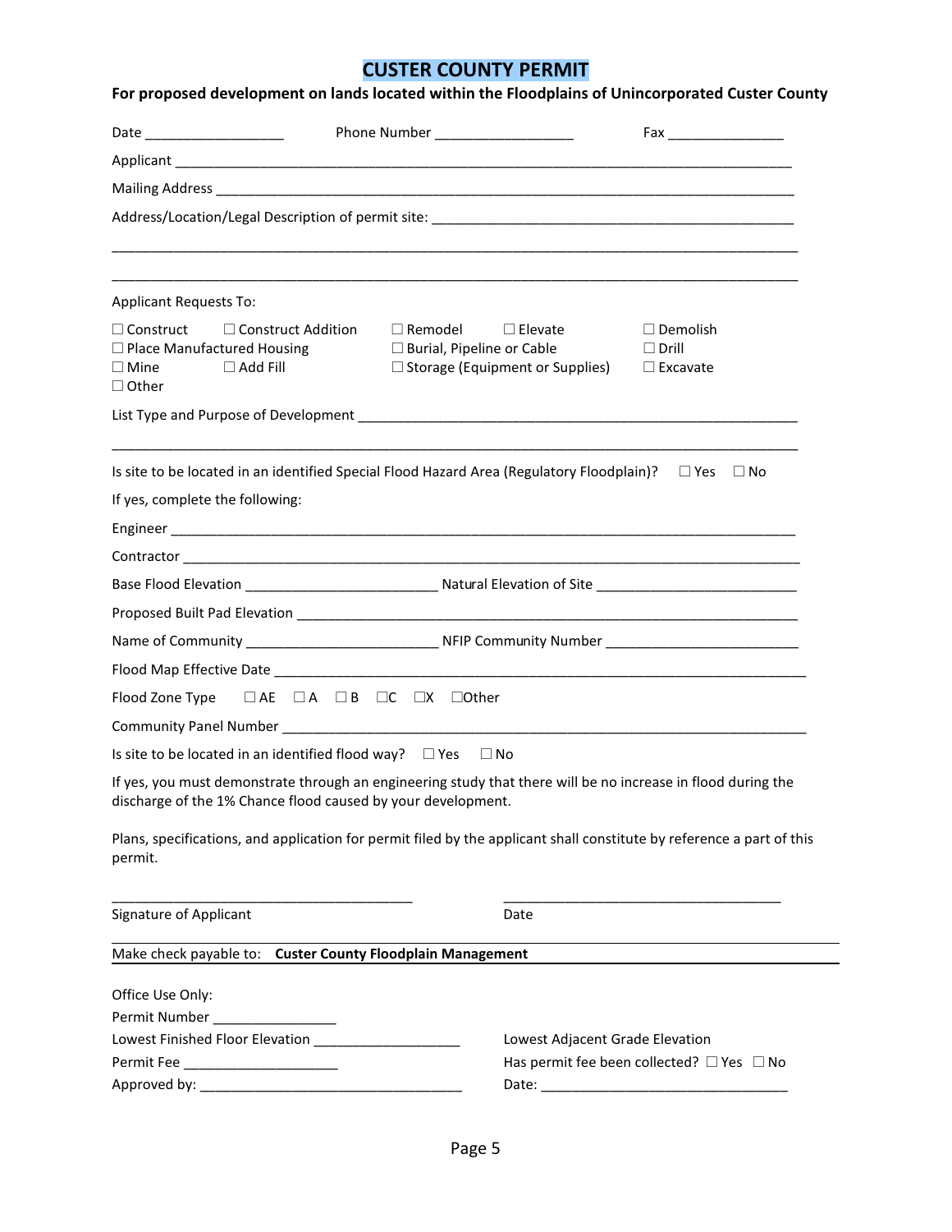# CUSTER COUNTY PERMIT

**For proposed development on lands located within the Floodplains of Unincorporated Custer County**

Date __________________ Phone Number __________________ Fax _______________

Applicant ________________________________________________________________________________

Mailing Address ___________________________________________________________________________

Address/Location/Legal Description of permit site: ________________________________________________

______________________________________________________________________________________

______________________________________________________________________________________

Applicant Requests To:

☐ Construct ☐ Construct Addition ☐ Remodel ☐ Elevate ☐ Demolish
☐ Place Manufactured Housing ☐ Burial, Pipeline or Cable ☐ Drill
☐ Mine ☐ Add Fill ☐ Storage (Equipment or Supplies) ☐ Excavate
☐ Other

List Type and Purpose of Development _____________________________________________________________

______________________________________________________________________________________

Is site to be located in an identified Special Flood Hazard Area (Regulatory Floodplain)? ☐ Yes ☐ No

If yes, complete the following:

Engineer _________________________________________________________________________________

Contractor _______________________________________________________________________________

Base Flood Elevation _________________________ Natural Elevation of Site __________________________

Proposed Built Pad Elevation ___________________________________________________________________

Name of Community _________________________ NFIP Community Number _________________________

Flood Map Effective Date ______________________________________________________________________

Flood Zone Type ☐ AE ☐ A ☐ B ☐C ☐X ☐Other

Community Panel Number ______________________________________________________________________

Is site to be located in an identified flood way? ☐ Yes ☐ No

If yes, you must demonstrate through an engineering study that there will be no increase in flood during the discharge of the 1% Chance flood caused by your development.

Plans, specifications, and application for permit filed by the applicant shall constitute by reference a part of this permit.

_________________________________________ _____________________________________

Signature of Applicant Date

Make check payable to: **Custer County Floodplain Management**

Office Use Only:

Permit Number ________________

Lowest Finished Floor Elevation ___________________ Lowest Adjacent Grade Elevation

Permit Fee ____________________ Has permit fee been collected? ☐ Yes ☐ No

Approved by: __________________________________ Date: ________________________________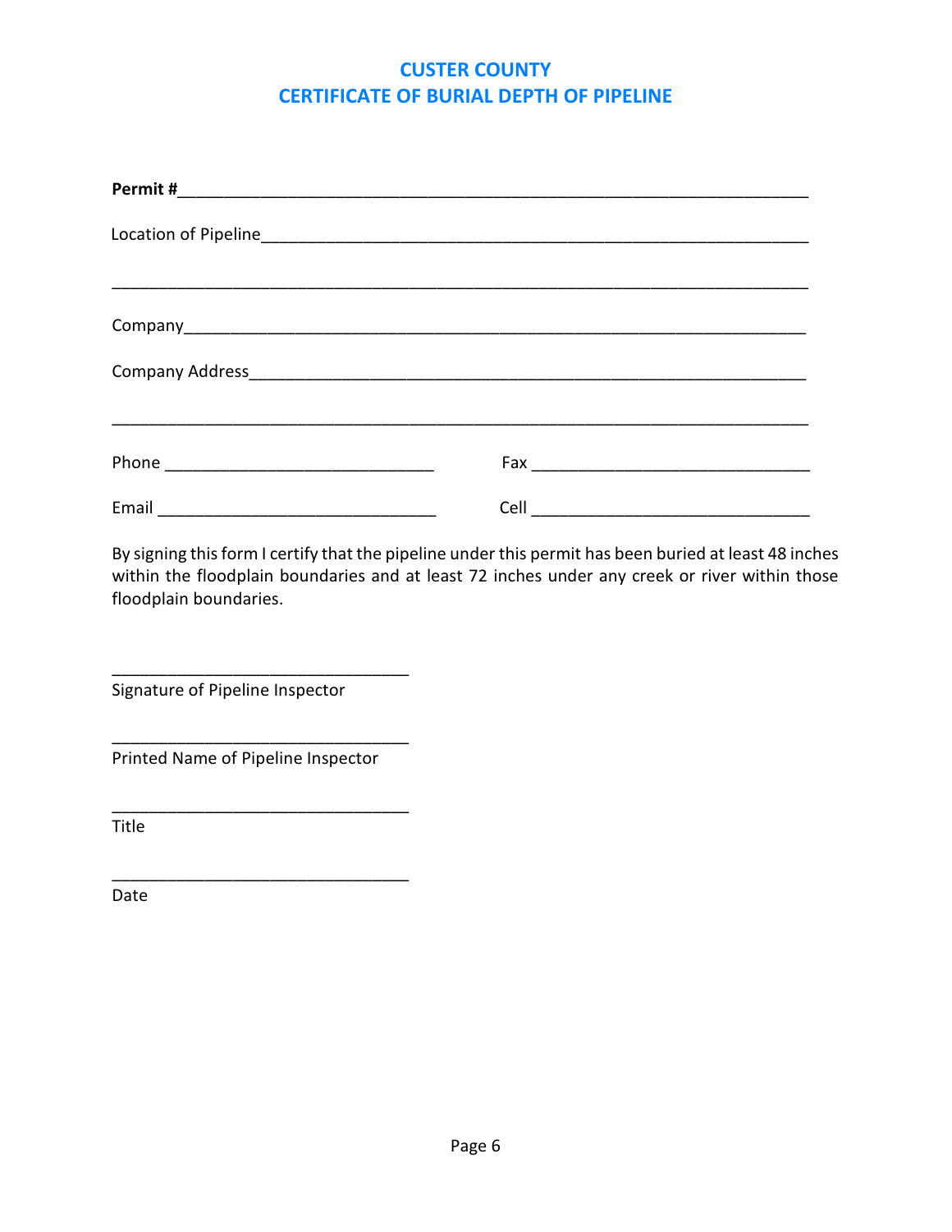# CUSTER COUNTY
# CERTIFICATE OF BURIAL DEPTH OF PIPELINE

**Permit #**______________________________________________________________________

Location of Pipeline_________________________________________________________

___________________________________________________________________________

Company____________________________________________________________________

Company Address_____________________________________________________________

___________________________________________________________________________

Phone ______________________________ Fax ______________________________

Email ______________________________ Cell ______________________________

By signing this form I certify that the pipeline under this permit has been buried at least 48 inches within the floodplain boundaries and at least 72 inches under any creek or river within those floodplain boundaries.

________________________________
Signature of Pipeline Inspector

________________________________
Printed Name of Pipeline Inspector

________________________________
Title

________________________________
Date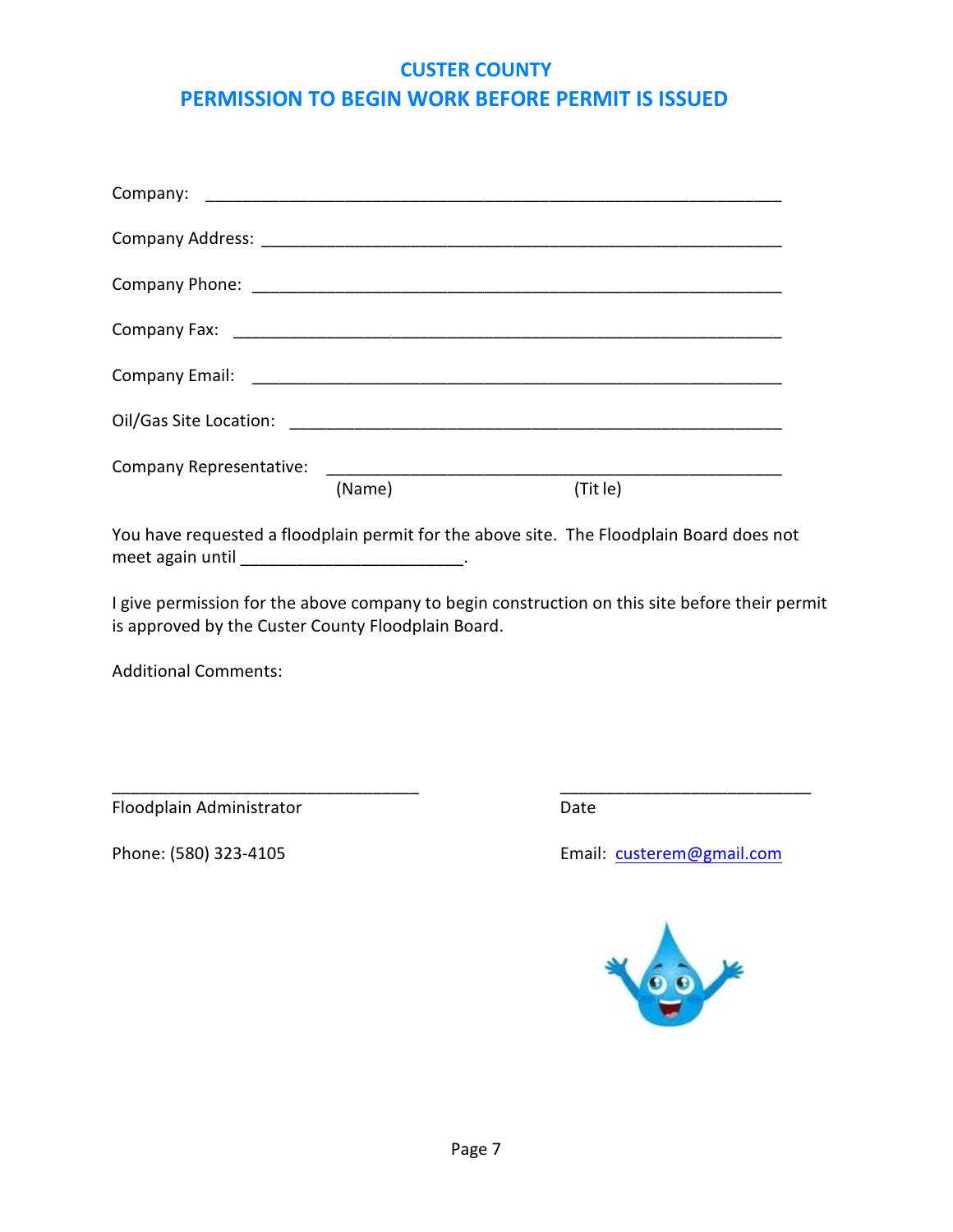## CUSTER COUNTY
## PERMISSION TO BEGIN WORK BEFORE PERMIT IS ISSUED

Company: ____________________________________________________________

Company Address: _____________________________________________________

Company Phone: ______________________________________________________

Company Fax: ________________________________________________________

Company Email: ______________________________________________________

Oil/Gas Site Location: _________________________________________________

Company Representative: ______________________________________________
(Name) (Tit le)

You have requested a floodplain permit for the above site. The Floodplain Board does not meet again until ______________________.

I give permission for the above company to begin construction on this site before their permit is approved by the Custer County Floodplain Board.

Additional Comments:

_______________________________ _______________________________
Floodplain Administrator Date

Phone: (580) 323-4105 Email: custerem@gmail.com